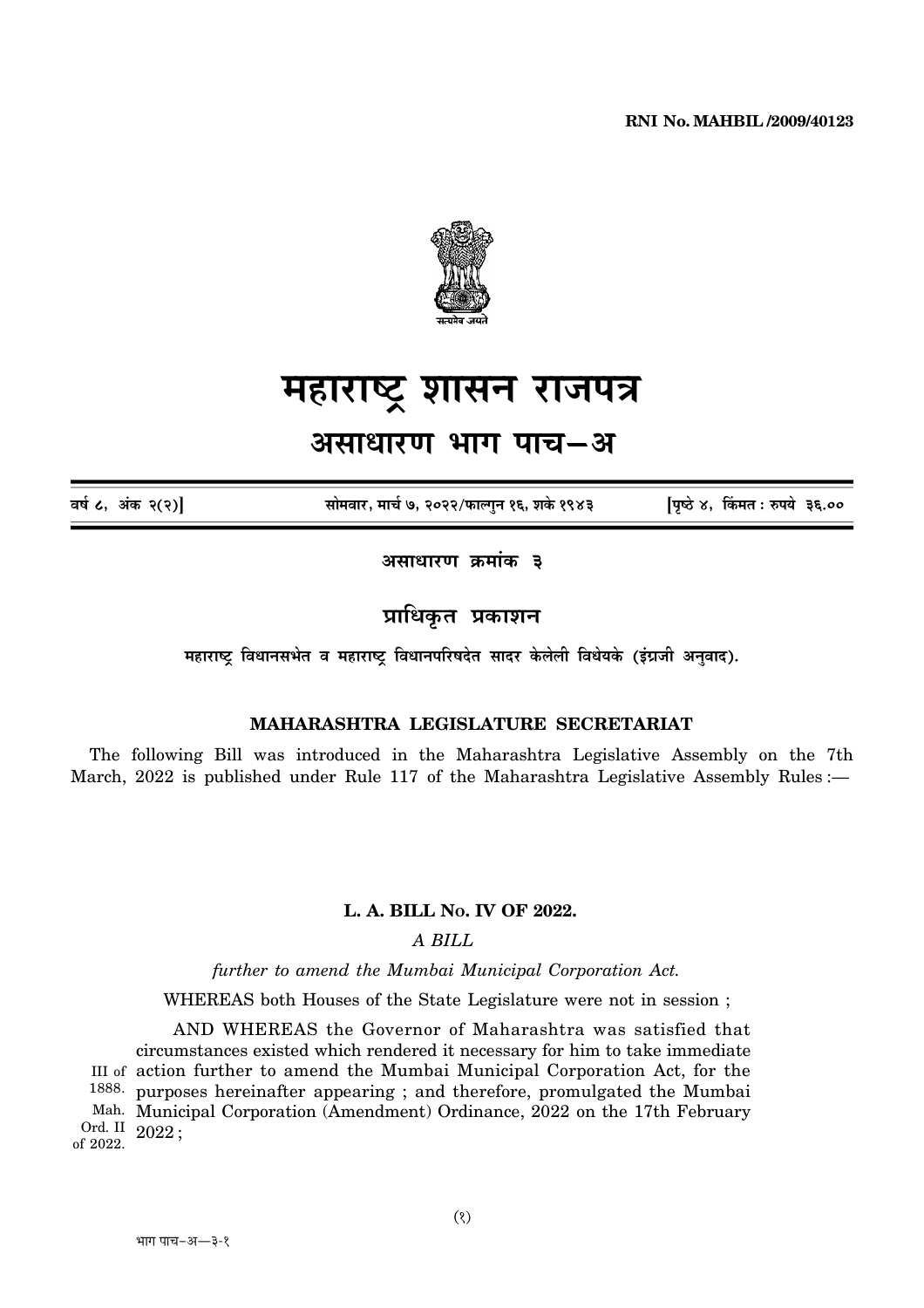**RNI No. MAHBIL /2009/40123**

# महाराष्ट्र शासन राजपत्र

## असाधारण भाग पाच–अ

| वर्ष ८, अंक २(२)] | सोमवार, मार्च ७, २०२२/फाल्गुन १६, शके १९४३ | [पृष्ठे ४, किंमत : रुपये ३६.०० |
|---|---|---|

**असाधारण क्रमांक ३**

### प्राधिकृत प्रकाशन

**महाराष्ट्र विधानसभेत व महाराष्ट्र विधानपरिषदेत सादर केलेली विधेयके (इंग्रजी अनुवाद).**

**MAHARASHTRA LEGISLATURE SECRETARIAT**

The following Bill was introduced in the Maharashtra Legislative Assembly on the 7th March, 2022 is published under Rule 117 of the Maharashtra Legislative Assembly Rules :—

**L. A. BILL No. IV OF 2022.**

*A BILL*

*further to amend the Mumbai Municipal Corporation Act.*

WHEREAS both Houses of the State Legislature were not in session ;

AND WHEREAS the Governor of Maharashtra was satisfied that circumstances existed which rendered it necessary for him to take immediate action further to amend the Mumbai Municipal Corporation Act, for the purposes hereinafter appearing ; and therefore, promulgated the Mumbai Municipal Corporation (Amendment) Ordinance, 2022 on the 17th February 2022 ;

III of 1888.

Mah. Ord. II of 2022.

भाग पाच–अ—३-१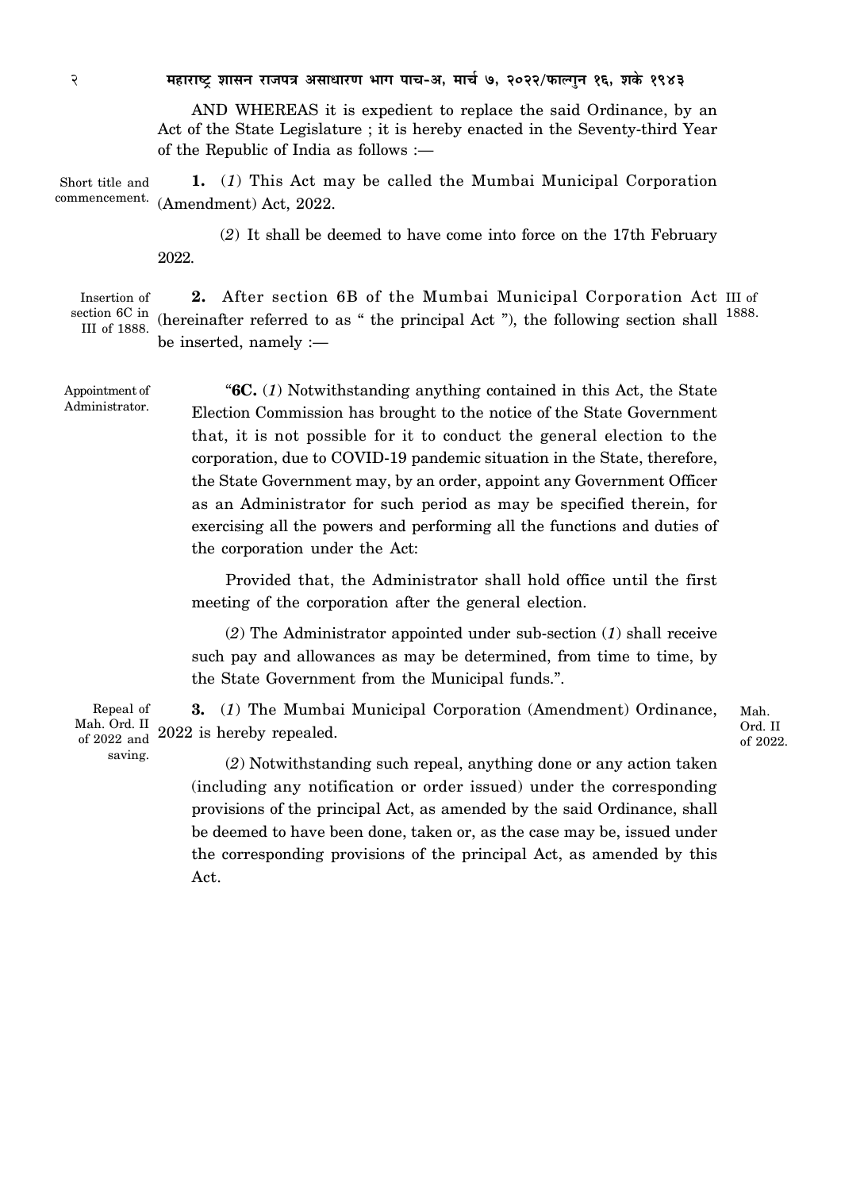AND WHEREAS it is expedient to replace the said Ordinance, by an Act of the State Legislature ; it is hereby enacted in the Seventy-third Year of the Republic of India as follows :—

Short title and commencement.

**1.** (*1*) This Act may be called the Mumbai Municipal Corporation (Amendment) Act, 2022.

(*2*) It shall be deemed to have come into force on the 17th February 2022.

Insertion of section 6C in III of 1888.

**2.** After section 6B of the Mumbai Municipal Corporation Act (hereinafter referred to as " the principal Act "), the following section shall be inserted, namely :— III of 1888.

Appointment of Administrator.

"**6C.** (*1*) Notwithstanding anything contained in this Act, the State Election Commission has brought to the notice of the State Government that, it is not possible for it to conduct the general election to the corporation, due to COVID-19 pandemic situation in the State, therefore, the State Government may, by an order, appoint any Government Officer as an Administrator for such period as may be specified therein, for exercising all the powers and performing all the functions and duties of the corporation under the Act:

Provided that, the Administrator shall hold office until the first meeting of the corporation after the general election.

(*2*) The Administrator appointed under sub-section (*1*) shall receive such pay and allowances as may be determined, from time to time, by the State Government from the Municipal funds.".

Repeal of Mah. Ord. II of 2022 and saving.

**3.** (*1*) The Mumbai Municipal Corporation (Amendment) Ordinance, 2022 is hereby repealed. Mah. Ord. II of 2022.

(*2*) Notwithstanding such repeal, anything done or any action taken (including any notification or order issued) under the corresponding provisions of the principal Act, as amended by the said Ordinance, shall be deemed to have been done, taken or, as the case may be, issued under the corresponding provisions of the principal Act, as amended by this Act.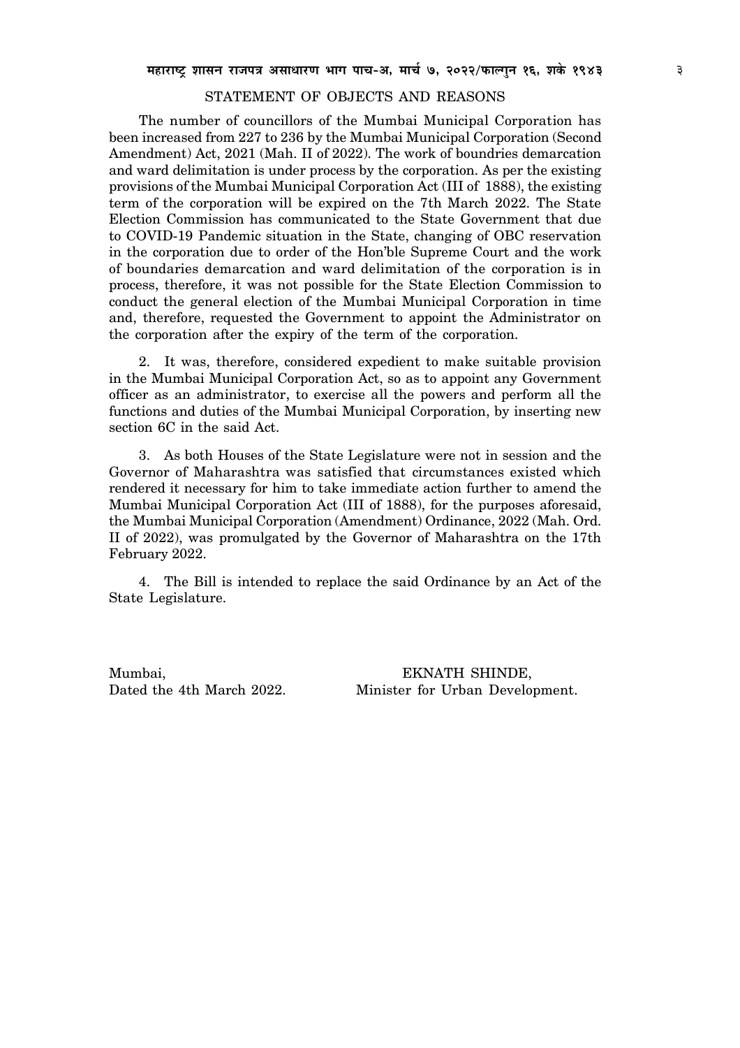## STATEMENT OF OBJECTS AND REASONS

The number of councillors of the Mumbai Municipal Corporation has been increased from 227 to 236 by the Mumbai Municipal Corporation (Second Amendment) Act, 2021 (Mah. II of 2022). The work of boundries demarcation and ward delimitation is under process by the corporation. As per the existing provisions of the Mumbai Municipal Corporation Act (III of 1888), the existing term of the corporation will be expired on the 7th March 2022. The State Election Commission has communicated to the State Government that due to COVID-19 Pandemic situation in the State, changing of OBC reservation in the corporation due to order of the Hon'ble Supreme Court and the work of boundaries demarcation and ward delimitation of the corporation is in process, therefore, it was not possible for the State Election Commission to conduct the general election of the Mumbai Municipal Corporation in time and, therefore, requested the Government to appoint the Administrator on the corporation after the expiry of the term of the corporation.

2. It was, therefore, considered expedient to make suitable provision in the Mumbai Municipal Corporation Act, so as to appoint any Government officer as an administrator, to exercise all the powers and perform all the functions and duties of the Mumbai Municipal Corporation, by inserting new section 6C in the said Act.

3. As both Houses of the State Legislature were not in session and the Governor of Maharashtra was satisfied that circumstances existed which rendered it necessary for him to take immediate action further to amend the Mumbai Municipal Corporation Act (III of 1888), for the purposes aforesaid, the Mumbai Municipal Corporation (Amendment) Ordinance, 2022 (Mah. Ord. II of 2022), was promulgated by the Governor of Maharashtra on the 17th February 2022.

4. The Bill is intended to replace the said Ordinance by an Act of the State Legislature.

Mumbai,
Dated the 4th March 2022.

EKNATH SHINDE,
Minister for Urban Development.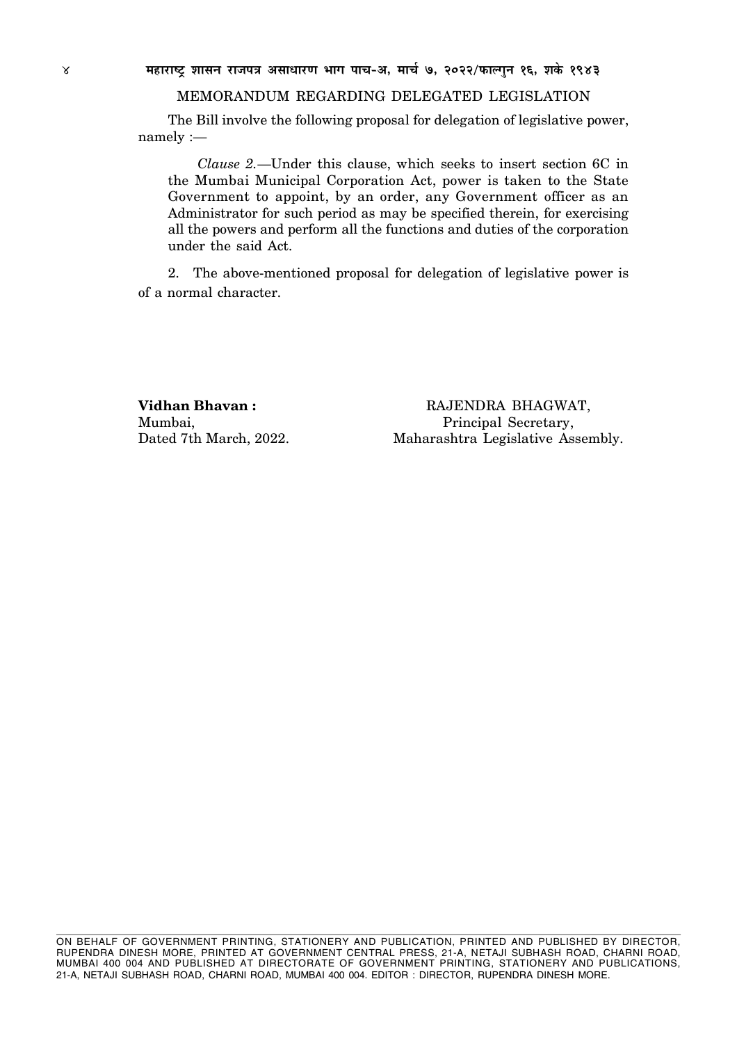MEMORANDUM REGARDING DELEGATED LEGISLATION

The Bill involve the following proposal for delegation of legislative power, namely :—

*Clause 2.*—Under this clause, which seeks to insert section 6C in the Mumbai Municipal Corporation Act, power is taken to the State Government to appoint, by an order, any Government officer as an Administrator for such period as may be specified therein, for exercising all the powers and perform all the functions and duties of the corporation under the said Act.

2. The above-mentioned proposal for delegation of legislative power is of a normal character.

**Vidhan Bhavan :**
Mumbai,
Dated 7th March, 2022.

RAJENDRA BHAGWAT,
Principal Secretary,
Maharashtra Legislative Assembly.

ON BEHALF OF GOVERNMENT PRINTING, STATIONERY AND PUBLICATION, PRINTED AND PUBLISHED BY DIRECTOR, RUPENDRA DINESH MORE, PRINTED AT GOVERNMENT CENTRAL PRESS, 21-A, NETAJI SUBHASH ROAD, CHARNI ROAD, MUMBAI 400 004 AND PUBLISHED AT DIRECTORATE OF GOVERNMENT PRINTING, STATIONERY AND PUBLICATIONS, 21-A, NETAJI SUBHASH ROAD, CHARNI ROAD, MUMBAI 400 004. EDITOR : DIRECTOR, RUPENDRA DINESH MORE.